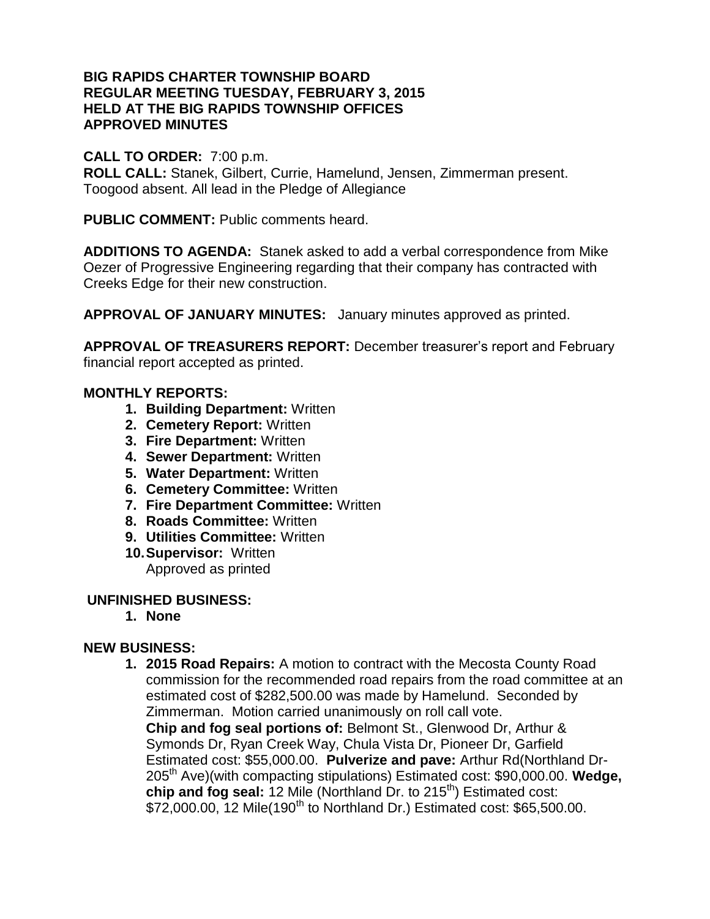**BIG RAPIDS CHARTER TOWNSHIP BOARD**
**REGULAR MEETING TUESDAY, FEBRUARY 3, 2015**
**HELD AT THE BIG RAPIDS TOWNSHIP OFFICES**
**APPROVED MINUTES**

**CALL TO ORDER:** 7:00 p.m.
**ROLL CALL:** Stanek, Gilbert, Currie, Hamelund, Jensen, Zimmerman present. Toogood absent. All lead in the Pledge of Allegiance

**PUBLIC COMMENT:** Public comments heard.

**ADDITIONS TO AGENDA:** Stanek asked to add a verbal correspondence from Mike Oezer of Progressive Engineering regarding that their company has contracted with Creeks Edge for their new construction.

**APPROVAL OF JANUARY MINUTES:** January minutes approved as printed.

**APPROVAL OF TREASURERS REPORT:** December treasurer's report and February financial report accepted as printed.

**MONTHLY REPORTS:**

1. **Building Department:** Written
2. **Cemetery Report:** Written
3. **Fire Department:** Written
4. **Sewer Department:** Written
5. **Water Department:** Written
6. **Cemetery Committee:** Written
7. **Fire Department Committee:** Written
8. **Roads Committee:** Written
9. **Utilities Committee:** Written
10. **Supervisor:** Written
    Approved as printed

**UNFINISHED BUSINESS:**

1. **None**

**NEW BUSINESS:**

1. **2015 Road Repairs:** A motion to contract with the Mecosta County Road commission for the recommended road repairs from the road committee at an estimated cost of $282,500.00 was made by Hamelund. Seconded by Zimmerman. Motion carried unanimously on roll call vote.
   **Chip and fog seal portions of:** Belmont St., Glenwood Dr, Arthur & Symonds Dr, Ryan Creek Way, Chula Vista Dr, Pioneer Dr, Garfield Estimated cost: $55,000.00. **Pulverize and pave:** Arthur Rd(Northland Dr-205th Ave)(with compacting stipulations) Estimated cost: $90,000.00. **Wedge, chip and fog seal:** 12 Mile (Northland Dr. to 215th) Estimated cost: $72,000.00, 12 Mile(190th to Northland Dr.) Estimated cost: $65,500.00.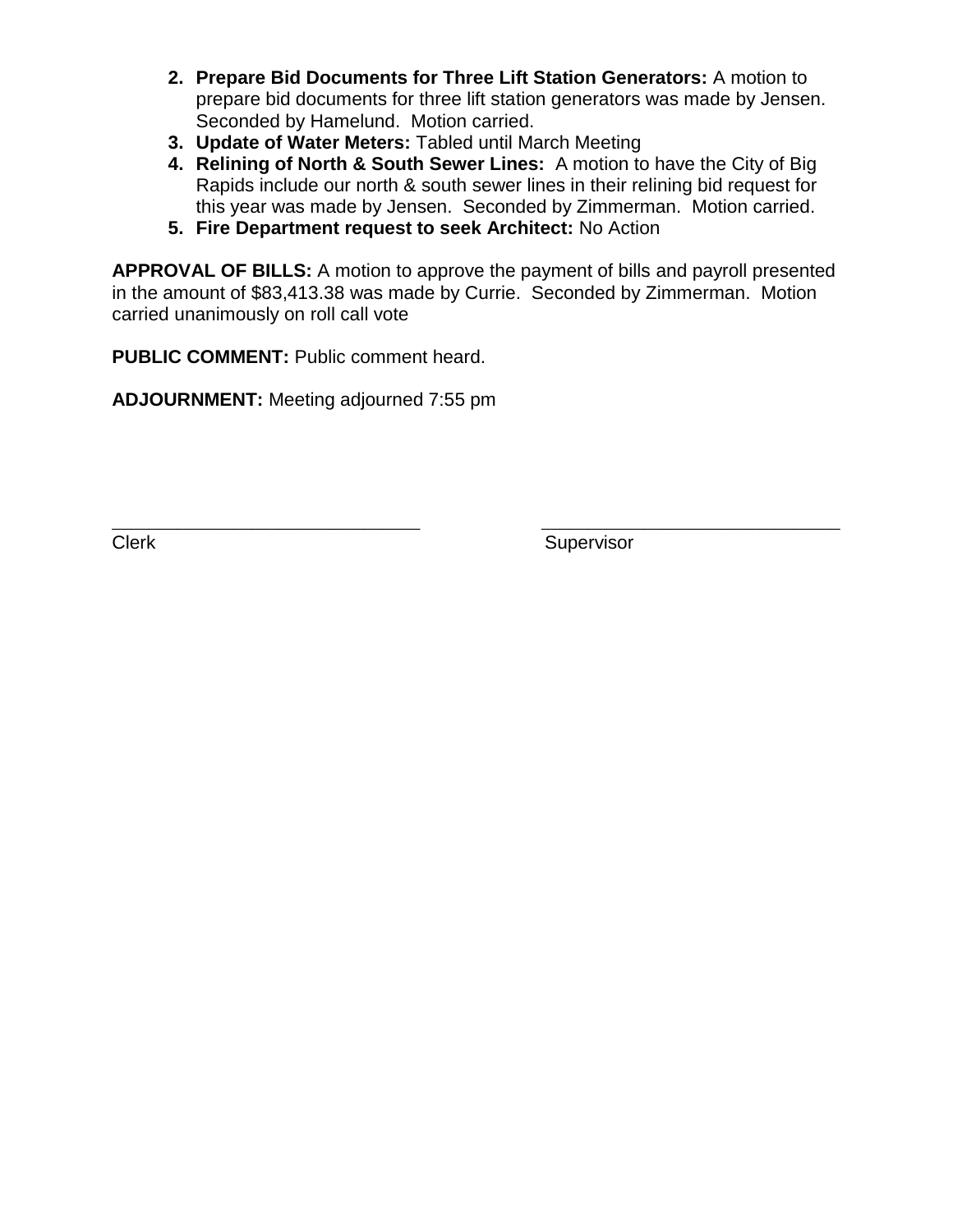2. **Prepare Bid Documents for Three Lift Station Generators:** A motion to prepare bid documents for three lift station generators was made by Jensen. Seconded by Hamelund. Motion carried.
3. **Update of Water Meters:** Tabled until March Meeting
4. **Relining of North & South Sewer Lines:** A motion to have the City of Big Rapids include our north & south sewer lines in their relining bid request for this year was made by Jensen. Seconded by Zimmerman. Motion carried.
5. **Fire Department request to seek Architect:** No Action

**APPROVAL OF BILLS:** A motion to approve the payment of bills and payroll presented in the amount of $83,413.38 was made by Currie. Seconded by Zimmerman. Motion carried unanimously on roll call vote

**PUBLIC COMMENT:** Public comment heard.

**ADJOURNMENT:** Meeting adjourned 7:55 pm

______________________________ ______________________________
Clerk Supervisor